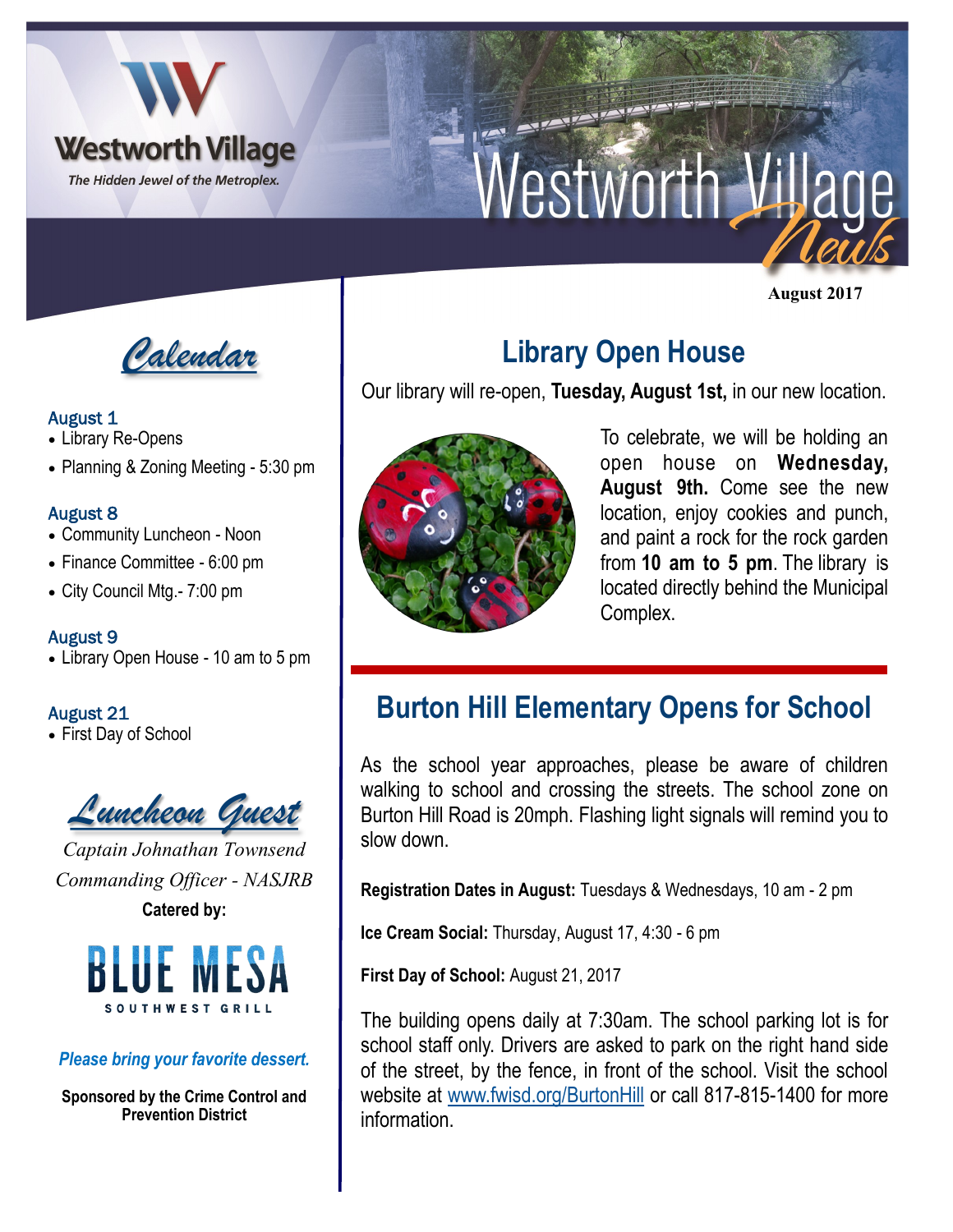Westworth Village

*The Hidden Jewel of the Metroplex.*

# Westworth Village News

**August 2017**

## Calendar

**August 1**
- Library Re-Opens
- Planning & Zoning Meeting - 5:30 pm

**August 8**
- Community Luncheon - Noon
- Finance Committee - 6:00 pm
- City Council Mtg.- 7:00 pm

**August 9**
- Library Open House - 10 am to 5 pm

**August 21**
- First Day of School

## Luncheon Guest

*Captain Johnathan Townsend*

*Commanding Officer - NASJRB*

**Catered by:**

BLUE MESA SOUTHWEST GRILL

***Please bring your favorite dessert.***

**Sponsored by the Crime Control and Prevention District**

## Library Open House

Our library will re-open, **Tuesday, August 1st,** in our new location.

To celebrate, we will be holding an open house on **Wednesday, August 9th.** Come see the new location, enjoy cookies and punch, and paint a rock for the rock garden from **10 am to 5 pm**. The library is located directly behind the Municipal Complex.

## Burton Hill Elementary Opens for School

As the school year approaches, please be aware of children walking to school and crossing the streets. The school zone on Burton Hill Road is 20mph. Flashing light signals will remind you to slow down.

**Registration Dates in August:** Tuesdays & Wednesdays, 10 am - 2 pm

**Ice Cream Social:** Thursday, August 17, 4:30 - 6 pm

**First Day of School:** August 21, 2017

The building opens daily at 7:30am. The school parking lot is for school staff only. Drivers are asked to park on the right hand side of the street, by the fence, in front of the school. Visit the school website at www.fwisd.org/BurtonHill or call 817-815-1400 for more information.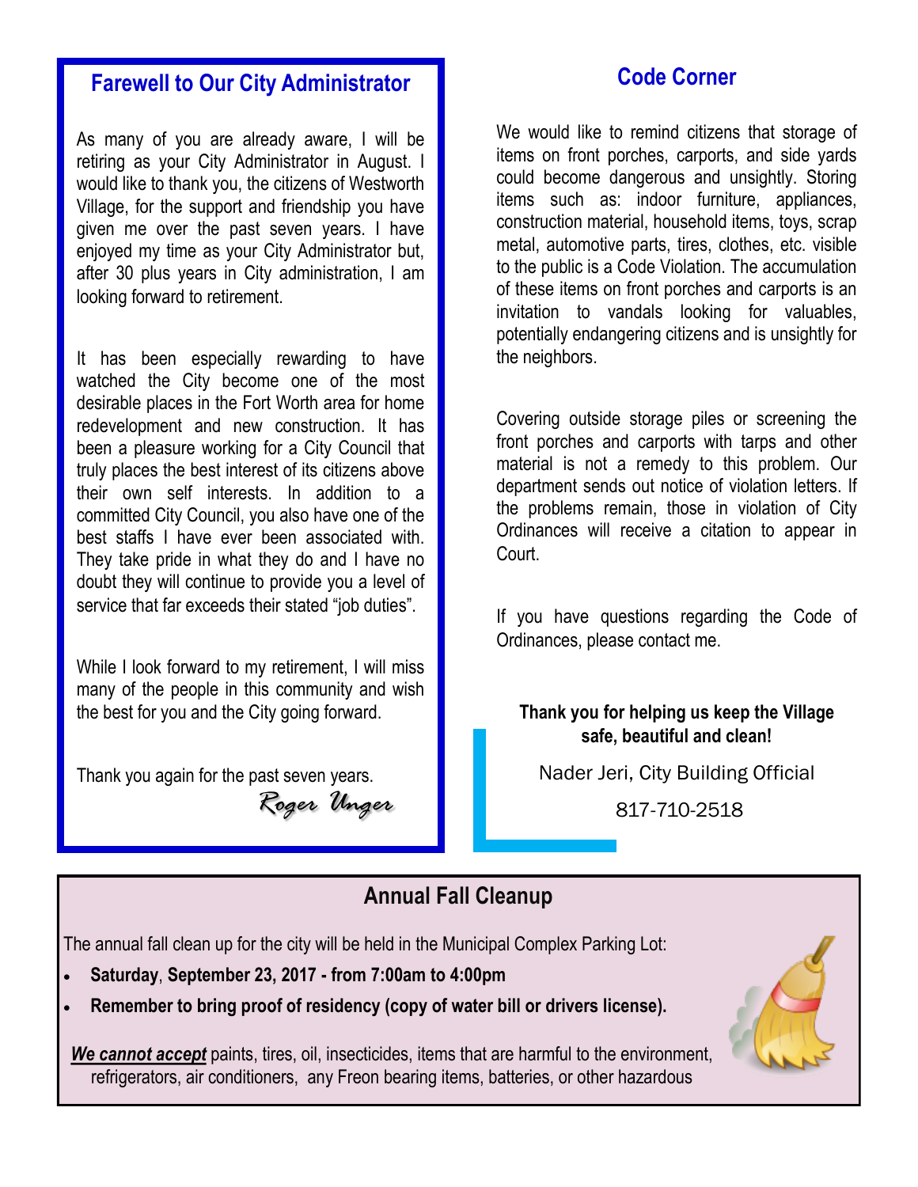## Farewell to Our City Administrator

As many of you are already aware, I will be retiring as your City Administrator in August. I would like to thank you, the citizens of Westworth Village, for the support and friendship you have given me over the past seven years. I have enjoyed my time as your City Administrator but, after 30 plus years in City administration, I am looking forward to retirement.

It has been especially rewarding to have watched the City become one of the most desirable places in the Fort Worth area for home redevelopment and new construction. It has been a pleasure working for a City Council that truly places the best interest of its citizens above their own self interests. In addition to a committed City Council, you also have one of the best staffs I have ever been associated with. They take pride in what they do and I have no doubt they will continue to provide you a level of service that far exceeds their stated "job duties".

While I look forward to my retirement, I will miss many of the people in this community and wish the best for you and the City going forward.

Thank you again for the past seven years.

*Roger Unger*

## Code Corner

We would like to remind citizens that storage of items on front porches, carports, and side yards could become dangerous and unsightly. Storing items such as: indoor furniture, appliances, construction material, household items, toys, scrap metal, automotive parts, tires, clothes, etc. visible to the public is a Code Violation. The accumulation of these items on front porches and carports is an invitation to vandals looking for valuables, potentially endangering citizens and is unsightly for the neighbors.

Covering outside storage piles or screening the front porches and carports with tarps and other material is not a remedy to this problem. Our department sends out notice of violation letters. If the problems remain, those in violation of City Ordinances will receive a citation to appear in Court.

If you have questions regarding the Code of Ordinances, please contact me.

**Thank you for helping us keep the Village safe, beautiful and clean!**

Nader Jeri, City Building Official

817-710-2518

## Annual Fall Cleanup

The annual fall clean up for the city will be held in the Municipal Complex Parking Lot:

- **Saturday**, **September 23, 2017 - from 7:00am to 4:00pm**
- **Remember to bring proof of residency (copy of water bill or drivers license).**

***We cannot accept*** paints, tires, oil, insecticides, items that are harmful to the environment, refrigerators, air conditioners, any Freon bearing items, batteries, or other hazardous